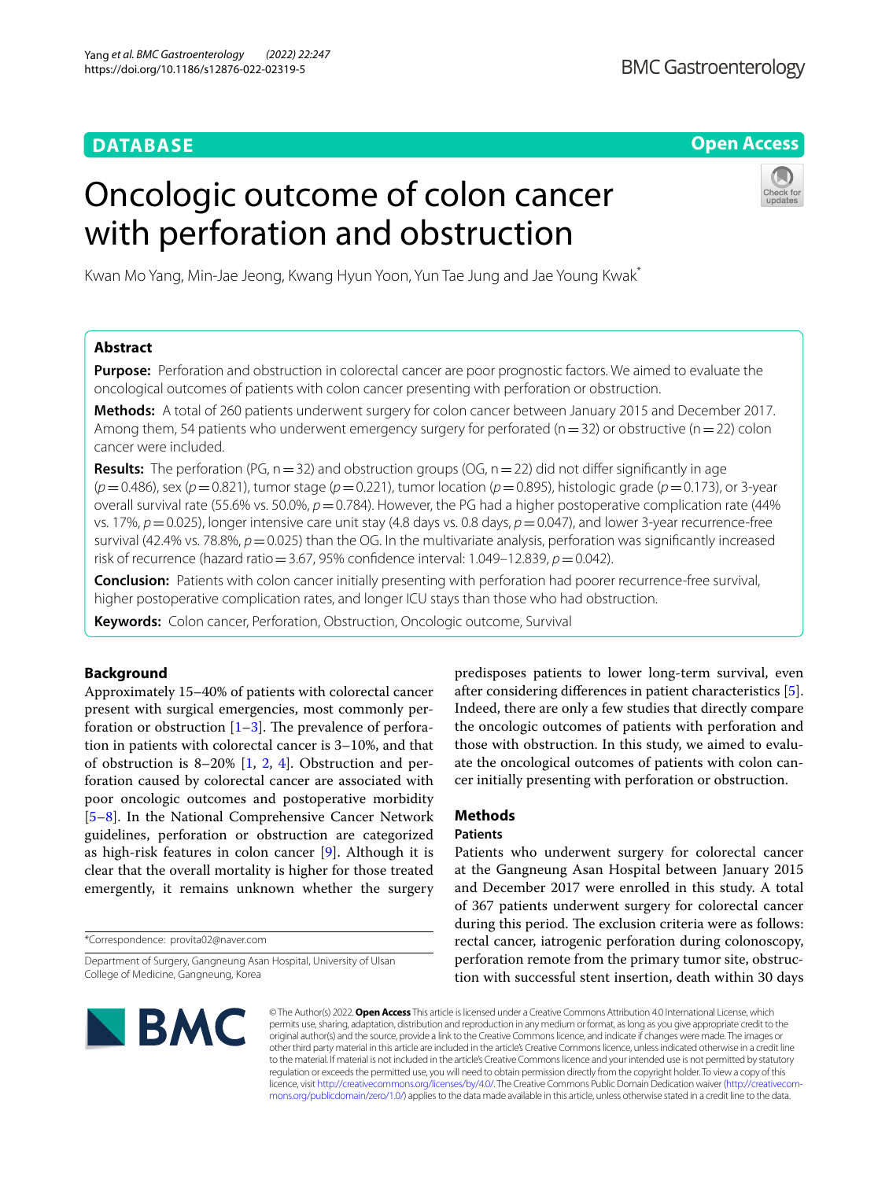DATABASE

Open Access

# Oncologic outcome of colon cancer with perforation and obstruction

Kwan Mo Yang, Min-Jae Jeong, Kwang Hyun Yoon, Yun Tae Jung and Jae Young Kwak*

## Abstract

**Purpose:** Perforation and obstruction in colorectal cancer are poor prognostic factors. We aimed to evaluate the oncological outcomes of patients with colon cancer presenting with perforation or obstruction.

**Methods:** A total of 260 patients underwent surgery for colon cancer between January 2015 and December 2017. Among them, 54 patients who underwent emergency surgery for perforated (n = 32) or obstructive (n = 22) colon cancer were included.

**Results:** The perforation (PG, n = 32) and obstruction groups (OG, n = 22) did not differ significantly in age ($p = 0.486$), sex ($p = 0.821$), tumor stage ($p = 0.221$), tumor location ($p = 0.895$), histologic grade ($p = 0.173$), or 3-year overall survival rate (55.6% vs. 50.0%, $p = 0.784$). However, the PG had a higher postoperative complication rate (44% vs. 17%, $p = 0.025$), longer intensive care unit stay (4.8 days vs. 0.8 days, $p = 0.047$), and lower 3-year recurrence-free survival (42.4% vs. 78.8%, $p = 0.025$) than the OG. In the multivariate analysis, perforation was significantly increased risk of recurrence (hazard ratio = 3.67, 95% confidence interval: 1.049–12.839, $p = 0.042$).

**Conclusion:** Patients with colon cancer initially presenting with perforation had poorer recurrence-free survival, higher postoperative complication rates, and longer ICU stays than those who had obstruction.

**Keywords:** Colon cancer, Perforation, Obstruction, Oncologic outcome, Survival

## Background

Approximately 15–40% of patients with colorectal cancer present with surgical emergencies, most commonly perforation or obstruction [1–3]. The prevalence of perforation in patients with colorectal cancer is 3–10%, and that of obstruction is 8–20% [1, 2, 4]. Obstruction and perforation caused by colorectal cancer are associated with poor oncologic outcomes and postoperative morbidity [5–8]. In the National Comprehensive Cancer Network guidelines, perforation or obstruction are categorized as high-risk features in colon cancer [9]. Although it is clear that the overall mortality is higher for those treated emergently, it remains unknown whether the surgery predisposes patients to lower long-term survival, even after considering differences in patient characteristics [5]. Indeed, there are only a few studies that directly compare the oncologic outcomes of patients with perforation and those with obstruction. In this study, we aimed to evaluate the oncological outcomes of patients with colon cancer initially presenting with perforation or obstruction.

## Methods

### Patients

Patients who underwent surgery for colorectal cancer at the Gangneung Asan Hospital between January 2015 and December 2017 were enrolled in this study. A total of 367 patients underwent surgery for colorectal cancer during this period. The exclusion criteria were as follows: rectal cancer, iatrogenic perforation during colonoscopy, perforation remote from the primary tumor site, obstruction with successful stent insertion, death within 30 days

*Correspondence: provita02@naver.com

Department of Surgery, Gangneung Asan Hospital, University of Ulsan College of Medicine, Gangneung, Korea

© The Author(s) 2022. **Open Access** This article is licensed under a Creative Commons Attribution 4.0 International License, which permits use, sharing, adaptation, distribution and reproduction in any medium or format, as long as you give appropriate credit to the original author(s) and the source, provide a link to the Creative Commons licence, and indicate if changes were made. The images or other third party material in this article are included in the article's Creative Commons licence, unless indicated otherwise in a credit line to the material. If material is not included in the article's Creative Commons licence and your intended use is not permitted by statutory regulation or exceeds the permitted use, you will need to obtain permission directly from the copyright holder. To view a copy of this licence, visit http://creativecommons.org/licenses/by/4.0/. The Creative Commons Public Domain Dedication waiver (http://creativecommons.org/publicdomain/zero/1.0/) applies to the data made available in this article, unless otherwise stated in a credit line to the data.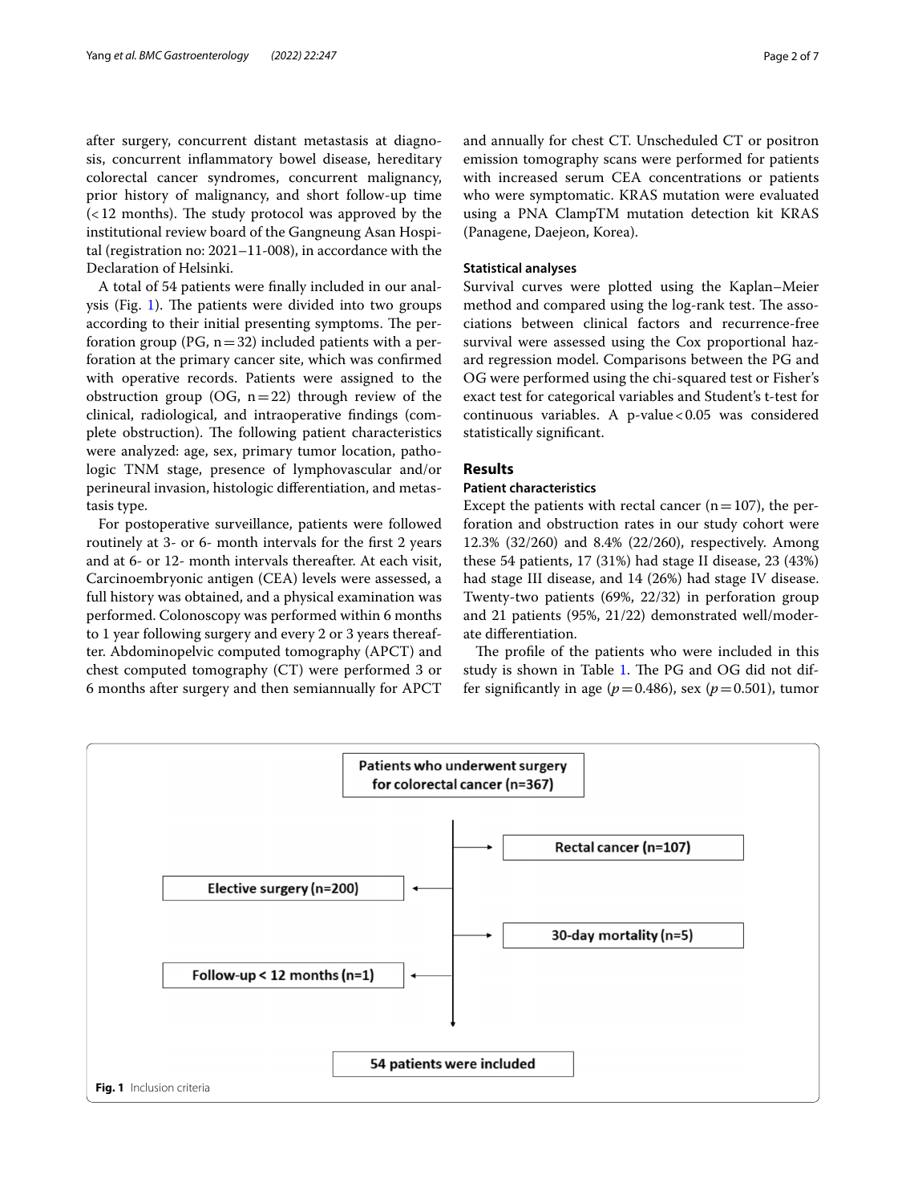after surgery, concurrent distant metastasis at diagnosis, concurrent inflammatory bowel disease, hereditary colorectal cancer syndromes, concurrent malignancy, prior history of malignancy, and short follow-up time (<12 months). The study protocol was approved by the institutional review board of the Gangneung Asan Hospital (registration no: 2021–11-008), in accordance with the Declaration of Helsinki.

A total of 54 patients were finally included in our analysis (Fig. 1). The patients were divided into two groups according to their initial presenting symptoms. The perforation group (PG, n = 32) included patients with a perforation at the primary cancer site, which was confirmed with operative records. Patients were assigned to the obstruction group (OG, n = 22) through review of the clinical, radiological, and intraoperative findings (complete obstruction). The following patient characteristics were analyzed: age, sex, primary tumor location, pathologic TNM stage, presence of lymphovascular and/or perineural invasion, histologic differentiation, and metastasis type.

For postoperative surveillance, patients were followed routinely at 3- or 6- month intervals for the first 2 years and at 6- or 12- month intervals thereafter. At each visit, Carcinoembryonic antigen (CEA) levels were assessed, a full history was obtained, and a physical examination was performed. Colonoscopy was performed within 6 months to 1 year following surgery and every 2 or 3 years thereafter. Abdominopelvic computed tomography (APCT) and chest computed tomography (CT) were performed 3 or 6 months after surgery and then semiannually for APCT and annually for chest CT. Unscheduled CT or positron emission tomography scans were performed for patients with increased serum CEA concentrations or patients who were symptomatic. KRAS mutation were evaluated using a PNA ClampTM mutation detection kit KRAS (Panagene, Daejeon, Korea).

### Statistical analyses

Survival curves were plotted using the Kaplan–Meier method and compared using the log-rank test. The associations between clinical factors and recurrence-free survival were assessed using the Cox proportional hazard regression model. Comparisons between the PG and OG were performed using the chi-squared test or Fisher's exact test for categorical variables and Student's t-test for continuous variables. A p-value < 0.05 was considered statistically significant.

## Results

### Patient characteristics

Except the patients with rectal cancer (n = 107), the perforation and obstruction rates in our study cohort were 12.3% (32/260) and 8.4% (22/260), respectively. Among these 54 patients, 17 (31%) had stage II disease, 23 (43%) had stage III disease, and 14 (26%) had stage IV disease. Twenty-two patients (69%, 22/32) in perforation group and 21 patients (95%, 21/22) demonstrated well/moderate differentiation.

The profile of the patients who were included in this study is shown in Table 1. The PG and OG did not differ significantly in age ($p = 0.486$), sex ($p = 0.501$), tumor

Patients who underwent surgery for colorectal cancer (n=367)
→ Rectal cancer (n=107)
→ Elective surgery (n=200)
→ 30-day mortality (n=5)
→ Follow-up < 12 months (n=1)
54 patients were included

**Fig. 1** Inclusion criteria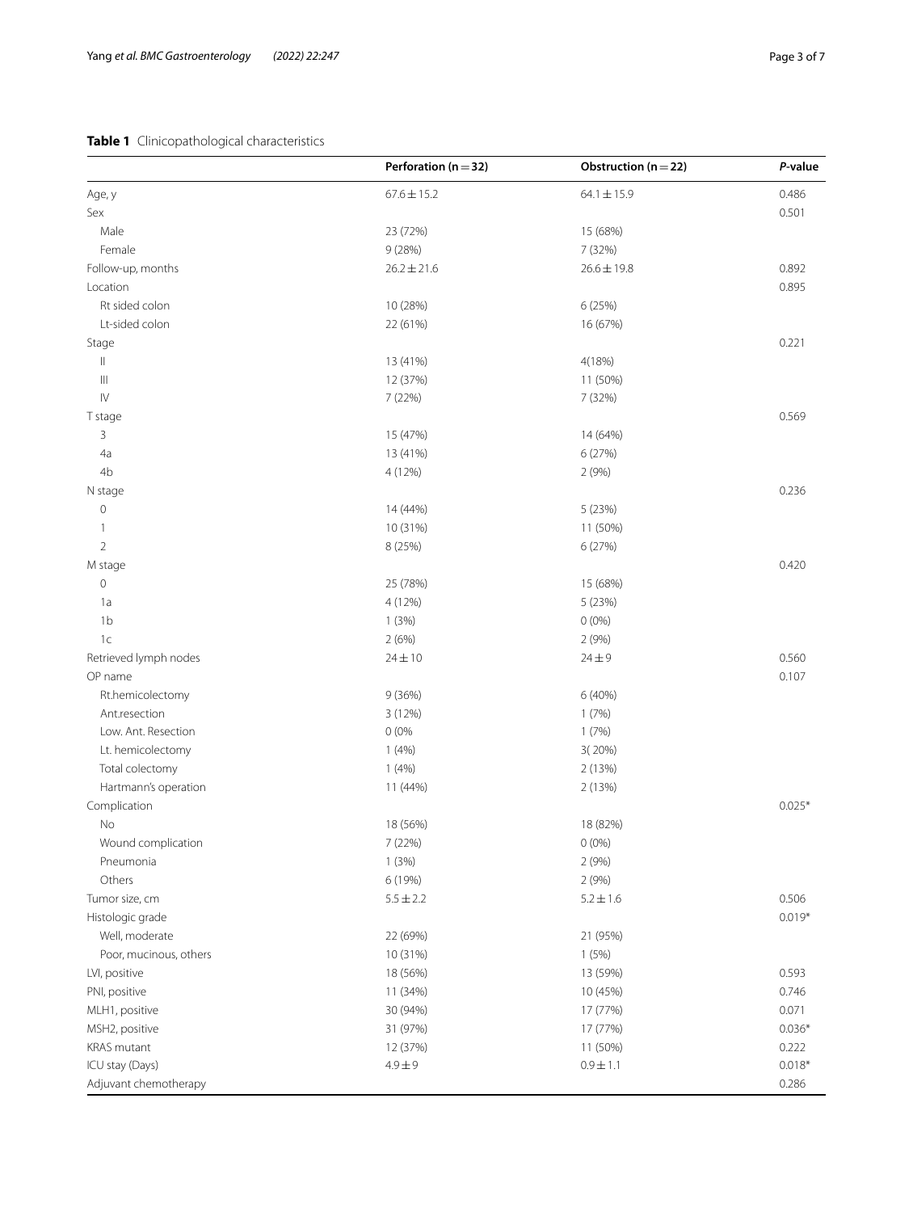**Table 1** Clinicopathological characteristics

| | Perforation (n = 32) | Obstruction (n = 22) | *P*-value |
|---|---|---|---|
| Age, y | 67.6 ± 15.2 | 64.1 ± 15.9 | 0.486 |
| Sex | | | 0.501 |
| Male | 23 (72%) | 15 (68%) | |
| Female | 9 (28%) | 7 (32%) | |
| Follow-up, months | 26.2 ± 21.6 | 26.6 ± 19.8 | 0.892 |
| Location | | | 0.895 |
| Rt sided colon | 10 (28%) | 6 (25%) | |
| Lt-sided colon | 22 (61%) | 16 (67%) | |
| Stage | | | 0.221 |
| II | 13 (41%) | 4(18%) | |
| III | 12 (37%) | 11 (50%) | |
| IV | 7 (22%) | 7 (32%) | |
| T stage | | | 0.569 |
| 3 | 15 (47%) | 14 (64%) | |
| 4a | 13 (41%) | 6 (27%) | |
| 4b | 4 (12%) | 2 (9%) | |
| N stage | | | 0.236 |
| 0 | 14 (44%) | 5 (23%) | |
| 1 | 10 (31%) | 11 (50%) | |
| 2 | 8 (25%) | 6 (27%) | |
| M stage | | | 0.420 |
| 0 | 25 (78%) | 15 (68%) | |
| 1a | 4 (12%) | 5 (23%) | |
| 1b | 1 (3%) | 0 (0%) | |
| 1c | 2 (6%) | 2 (9%) | |
| Retrieved lymph nodes | 24 ± 10 | 24 ± 9 | 0.560 |
| OP name | | | 0.107 |
| Rt.hemicolectomy | 9 (36%) | 6 (40%) | |
| Ant.resection | 3 (12%) | 1 (7%) | |
| Low. Ant. Resection | 0 (0% | 1 (7%) | |
| Lt. hemicolectomy | 1 (4%) | 3( 20%) | |
| Total colectomy | 1 (4%) | 2 (13%) | |
| Hartmann's operation | 11 (44%) | 2 (13%) | |
| Complication | | | 0.025* |
| No | 18 (56%) | 18 (82%) | |
| Wound complication | 7 (22%) | 0 (0%) | |
| Pneumonia | 1 (3%) | 2 (9%) | |
| Others | 6 (19%) | 2 (9%) | |
| Tumor size, cm | 5.5 ± 2.2 | 5.2 ± 1.6 | 0.506 |
| Histologic grade | | | 0.019* |
| Well, moderate | 22 (69%) | 21 (95%) | |
| Poor, mucinous, others | 10 (31%) | 1 (5%) | |
| LVI, positive | 18 (56%) | 13 (59%) | 0.593 |
| PNI, positive | 11 (34%) | 10 (45%) | 0.746 |
| MLH1, positive | 30 (94%) | 17 (77%) | 0.071 |
| MSH2, positive | 31 (97%) | 17 (77%) | 0.036* |
| KRAS mutant | 12 (37%) | 11 (50%) | 0.222 |
| ICU stay (Days) | 4.9 ± 9 | 0.9 ± 1.1 | 0.018* |
| Adjuvant chemotherapy | | | 0.286 |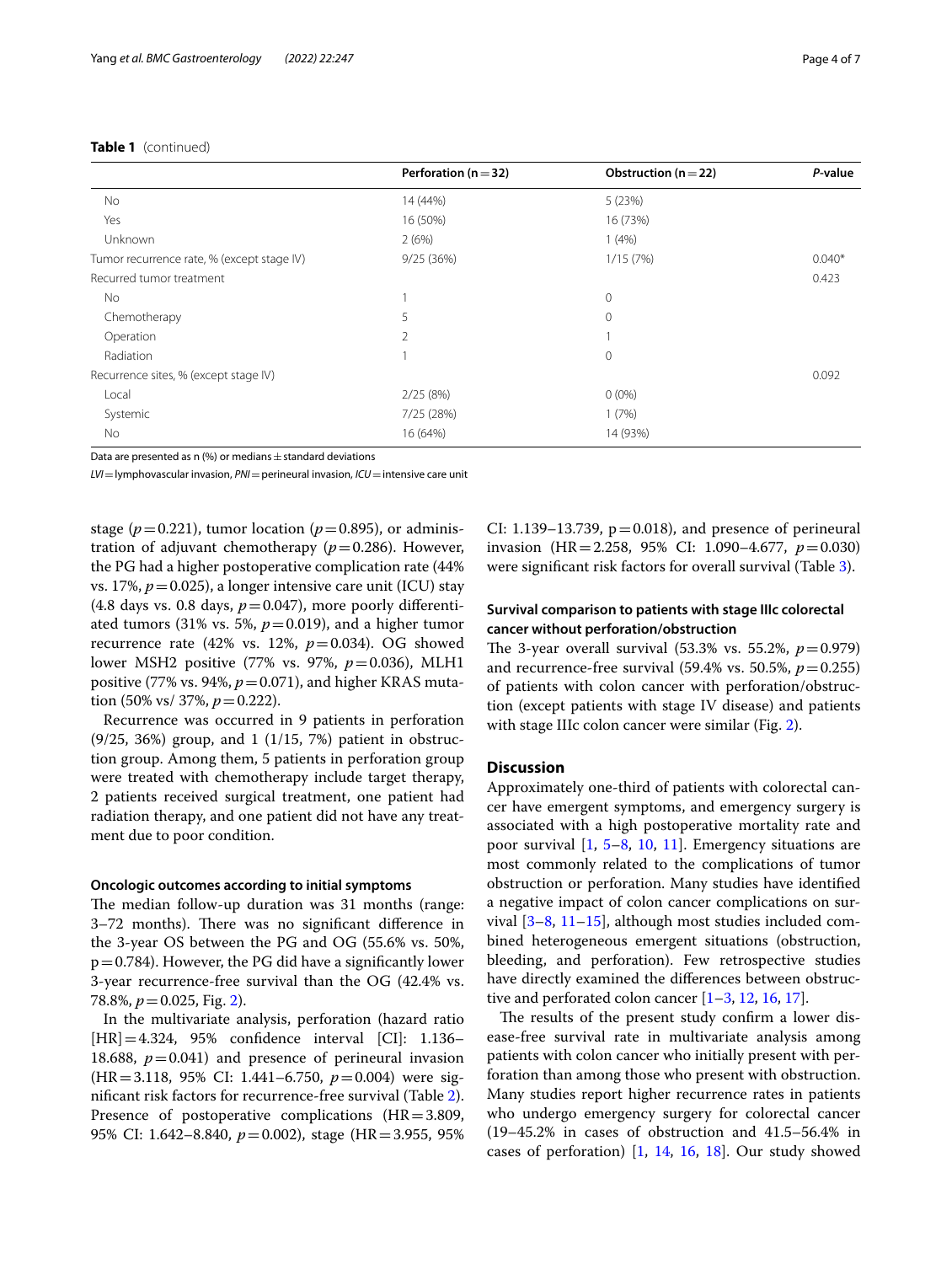**Table 1** (continued)

| | Perforation (n = 32) | Obstruction (n = 22) | *P*-value |
|---|---|---|---|
| No | 14 (44%) | 5 (23%) | |
| Yes | 16 (50%) | 16 (73%) | |
| Unknown | 2 (6%) | 1 (4%) | |
| Tumor recurrence rate, % (except stage IV) | 9/25 (36%) | 1/15 (7%) | 0.040* |
| Recurred tumor treatment | | | 0.423 |
| No | 1 | 0 | |
| Chemotherapy | 5 | 0 | |
| Operation | 2 | 1 | |
| Radiation | 1 | 0 | |
| Recurrence sites, % (except stage IV) | | | 0.092 |
| Local | 2/25 (8%) | 0 (0%) | |
| Systemic | 7/25 (28%) | 1 (7%) | |
| No | 16 (64%) | 14 (93%) | |

Data are presented as n (%) or medians ± standard deviations

*LVI* = lymphovascular invasion, *PNI* = perineural invasion, *ICU* = intensive care unit

stage ($p = 0.221$), tumor location ($p = 0.895$), or administration of adjuvant chemotherapy ($p = 0.286$). However, the PG had a higher postoperative complication rate (44% vs. 17%, $p = 0.025$), a longer intensive care unit (ICU) stay (4.8 days vs. 0.8 days, $p = 0.047$), more poorly differentiated tumors (31% vs. 5%, $p = 0.019$), and a higher tumor recurrence rate (42% vs. 12%, $p = 0.034$). OG showed lower MSH2 positive (77% vs. 97%, $p = 0.036$), MLH1 positive (77% vs. 94%, $p = 0.071$), and higher KRAS mutation (50% vs/ 37%, $p = 0.222$).

Recurrence was occurred in 9 patients in perforation (9/25, 36%) group, and 1 (1/15, 7%) patient in obstruction group. Among them, 5 patients in perforation group were treated with chemotherapy include target therapy, 2 patients received surgical treatment, one patient had radiation therapy, and one patient did not have any treatment due to poor condition.

### Oncologic outcomes according to initial symptoms

The median follow-up duration was 31 months (range: 3–72 months). There was no significant difference in the 3-year OS between the PG and OG (55.6% vs. 50%, p = 0.784). However, the PG did have a significantly lower 3-year recurrence-free survival than the OG (42.4% vs. 78.8%, $p = 0.025$, Fig. 2).

In the multivariate analysis, perforation (hazard ratio [HR] = 4.324, 95% confidence interval [CI]: 1.136–18.688, $p = 0.041$) and presence of perineural invasion (HR = 3.118, 95% CI: 1.441–6.750, $p = 0.004$) were significant risk factors for recurrence-free survival (Table 2). Presence of postoperative complications (HR = 3.809, 95% CI: 1.642–8.840, $p = 0.002$), stage (HR = 3.955, 95% CI: 1.139–13.739, p = 0.018), and presence of perineural invasion (HR = 2.258, 95% CI: 1.090–4.677, $p = 0.030$) were significant risk factors for overall survival (Table 3).

### Survival comparison to patients with stage IIIc colorectal cancer without perforation/obstruction

The 3-year overall survival (53.3% vs. 55.2%, $p = 0.979$) and recurrence-free survival (59.4% vs. 50.5%, $p = 0.255$) of patients with colon cancer with perforation/obstruction (except patients with stage IV disease) and patients with stage IIIc colon cancer were similar (Fig. 2).

## Discussion

Approximately one-third of patients with colorectal cancer have emergent symptoms, and emergency surgery is associated with a high postoperative mortality rate and poor survival [1, 5–8, 10, 11]. Emergency situations are most commonly related to the complications of tumor obstruction or perforation. Many studies have identified a negative impact of colon cancer complications on survival [3–8, 11–15], although most studies included combined heterogeneous emergent situations (obstruction, bleeding, and perforation). Few retrospective studies have directly examined the differences between obstructive and perforated colon cancer [1–3, 12, 16, 17].

The results of the present study confirm a lower disease-free survival rate in multivariate analysis among patients with colon cancer who initially present with perforation than among those who present with obstruction. Many studies report higher recurrence rates in patients who undergo emergency surgery for colorectal cancer (19–45.2% in cases of obstruction and 41.5–56.4% in cases of perforation) [1, 14, 16, 18]. Our study showed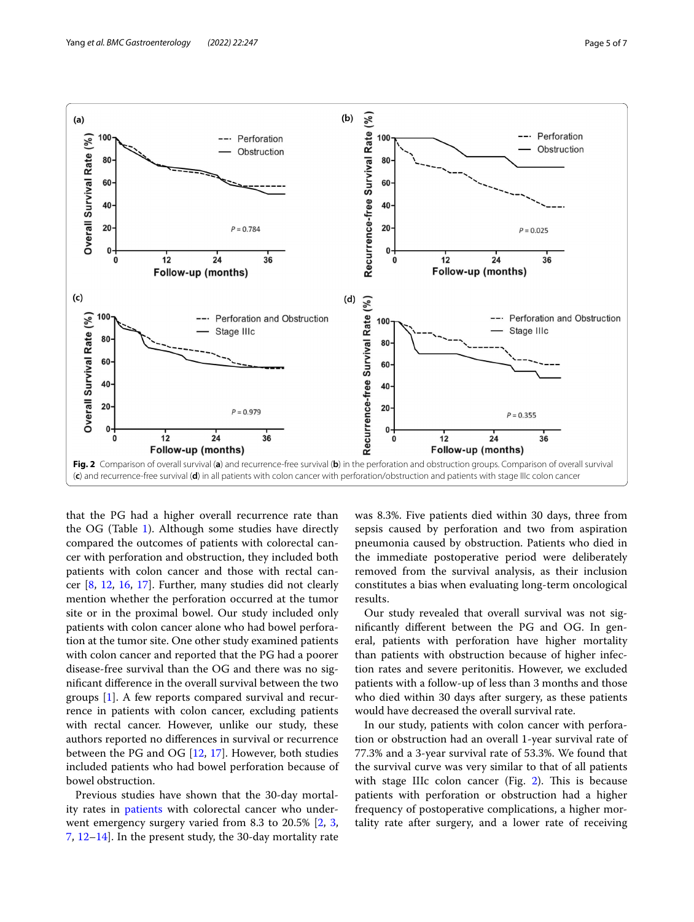**Fig. 2** Comparison of overall survival (**a**) and recurrence-free survival (**b**) in the perforation and obstruction groups. Comparison of overall survival (**c**) and recurrence-free survival (**d**) in all patients with colon cancer with perforation/obstruction and patients with stage IIIc colon cancer

that the PG had a higher overall recurrence rate than the OG (Table 1). Although some studies have directly compared the outcomes of patients with colorectal cancer with perforation and obstruction, they included both patients with colon cancer and those with rectal cancer [8, 12, 16, 17]. Further, many studies did not clearly mention whether the perforation occurred at the tumor site or in the proximal bowel. Our study included only patients with colon cancer alone who had bowel perforation at the tumor site. One other study examined patients with colon cancer and reported that the PG had a poorer disease-free survival than the OG and there was no significant difference in the overall survival between the two groups [1]. A few reports compared survival and recurrence in patients with colon cancer, excluding patients with rectal cancer. However, unlike our study, these authors reported no differences in survival or recurrence between the PG and OG [12, 17]. However, both studies included patients who had bowel perforation because of bowel obstruction.

Previous studies have shown that the 30-day mortality rates in patients with colorectal cancer who underwent emergency surgery varied from 8.3 to 20.5% [2, 3, 7, 12–14]. In the present study, the 30-day mortality rate was 8.3%. Five patients died within 30 days, three from sepsis caused by perforation and two from aspiration pneumonia caused by obstruction. Patients who died in the immediate postoperative period were deliberately removed from the survival analysis, as their inclusion constitutes a bias when evaluating long-term oncological results.

Our study revealed that overall survival was not significantly different between the PG and OG. In general, patients with perforation have higher mortality than patients with obstruction because of higher infection rates and severe peritonitis. However, we excluded patients with a follow-up of less than 3 months and those who died within 30 days after surgery, as these patients would have decreased the overall survival rate.

In our study, patients with colon cancer with perforation or obstruction had an overall 1-year survival rate of 77.3% and a 3-year survival rate of 53.3%. We found that the survival curve was very similar to that of all patients with stage IIIc colon cancer (Fig. 2). This is because patients with perforation or obstruction had a higher frequency of postoperative complications, a higher mortality rate after surgery, and a lower rate of receiving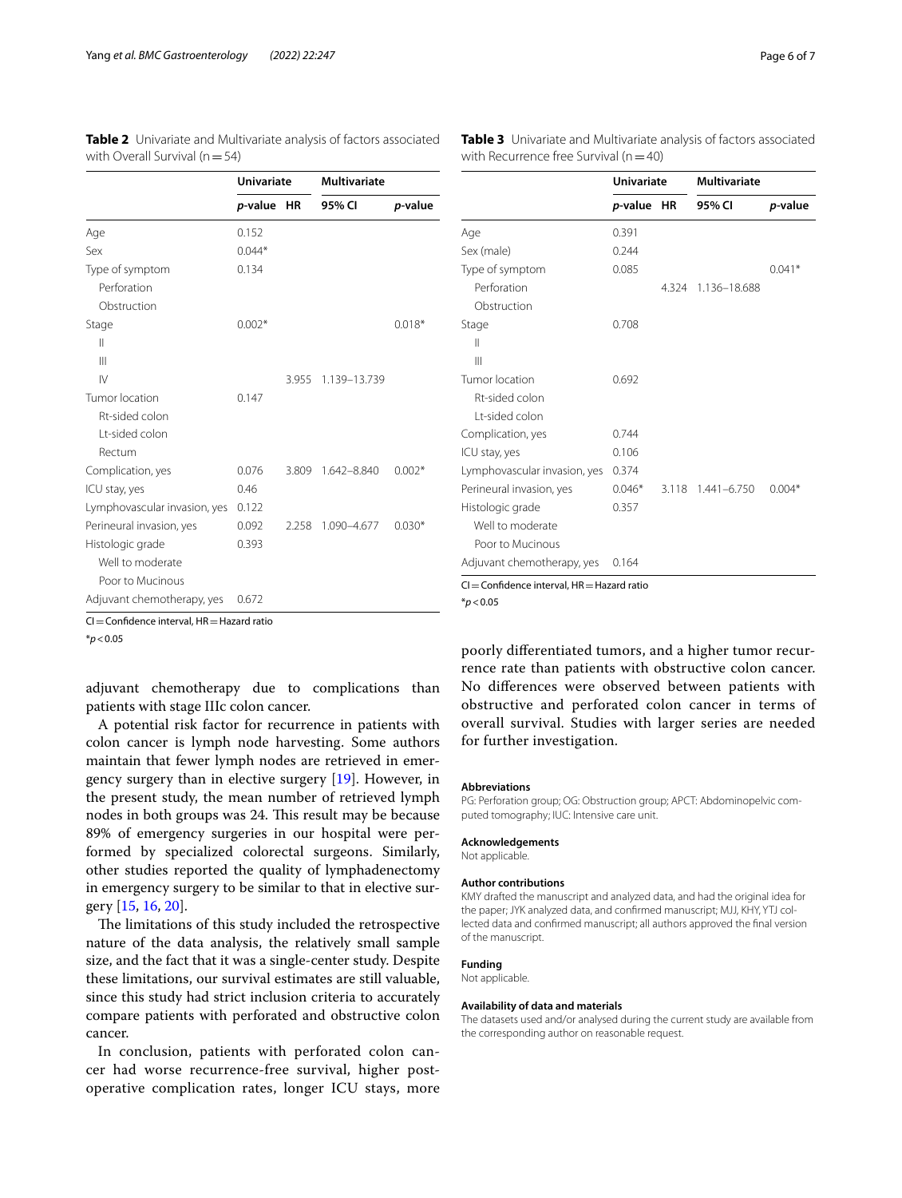**Table 2** Univariate and Multivariate analysis of factors associated with Overall Survival (n = 54)

| | Univariate | Multivariate | | |
|---|---|---|---|---|
| | *p*-value | HR | 95% CI | *p*-value |
| Age | 0.152 | | | |
| Sex | 0.044* | | | |
| Type of symptom | 0.134 | | | |
| Perforation | | | | |
| Obstruction | | | | |
| Stage | 0.002* | | | 0.018* |
| II | | | | |
| III | | | | |
| IV | | 3.955 | 1.139–13.739 | |
| Tumor location | 0.147 | | | |
| Rt-sided colon | | | | |
| Lt-sided colon | | | | |
| Rectum | | | | |
| Complication, yes | 0.076 | 3.809 | 1.642–8.840 | 0.002* |
| ICU stay, yes | 0.46 | | | |
| Lymphovascular invasion, yes | 0.122 | | | |
| Perineural invasion, yes | 0.092 | 2.258 | 1.090–4.677 | 0.030* |
| Histologic grade | 0.393 | | | |
| Well to moderate | | | | |
| Poor to Mucinous | | | | |
| Adjuvant chemotherapy, yes | 0.672 | | | |

CI = Confidence interval, HR = Hazard ratio

*$p < 0.05$

**Table 3** Univariate and Multivariate analysis of factors associated with Recurrence free Survival (n = 40)

| | Univariate | Multivariate | | |
|---|---|---|---|---|
| | *p*-value | HR | 95% CI | *p*-value |
| Age | 0.391 | | | |
| Sex (male) | 0.244 | | | |
| Type of symptom | 0.085 | | | 0.041* |
| Perforation | | 4.324 | 1.136–18.688 | |
| Obstruction | | | | |
| Stage | 0.708 | | | |
| II | | | | |
| III | | | | |
| Tumor location | 0.692 | | | |
| Rt-sided colon | | | | |
| Lt-sided colon | | | | |
| Complication, yes | 0.744 | | | |
| ICU stay, yes | 0.106 | | | |
| Lymphovascular invasion, yes | 0.374 | | | |
| Perineural invasion, yes | 0.046* | 3.118 | 1.441–6.750 | 0.004* |
| Histologic grade | 0.357 | | | |
| Well to moderate | | | | |
| Poor to Mucinous | | | | |
| Adjuvant chemotherapy, yes | 0.164 | | | |

CI = Confidence interval, HR = Hazard ratio

*$p < 0.05$

adjuvant chemotherapy due to complications than patients with stage IIIc colon cancer.

A potential risk factor for recurrence in patients with colon cancer is lymph node harvesting. Some authors maintain that fewer lymph nodes are retrieved in emergency surgery than in elective surgery [19]. However, in the present study, the mean number of retrieved lymph nodes in both groups was 24. This result may be because 89% of emergency surgeries in our hospital were performed by specialized colorectal surgeons. Similarly, other studies reported the quality of lymphadenectomy in emergency surgery to be similar to that in elective surgery [15, 16, 20].

The limitations of this study included the retrospective nature of the data analysis, the relatively small sample size, and the fact that it was a single-center study. Despite these limitations, our survival estimates are still valuable, since this study had strict inclusion criteria to accurately compare patients with perforated and obstructive colon cancer.

In conclusion, patients with perforated colon cancer had worse recurrence-free survival, higher postoperative complication rates, longer ICU stays, more poorly differentiated tumors, and a higher tumor recurrence rate than patients with obstructive colon cancer. No differences were observed between patients with obstructive and perforated colon cancer in terms of overall survival. Studies with larger series are needed for further investigation.

#### Abbreviations

PG: Perforation group; OG: Obstruction group; APCT: Abdominopelvic computed tomography; IUC: Intensive care unit.

#### Acknowledgements

Not applicable.

#### Author contributions

KMY drafted the manuscript and analyzed data, and had the original idea for the paper; JYK analyzed data, and confirmed manuscript; MJJ, KHY, YTJ collected data and confirmed manuscript; all authors approved the final version of the manuscript.

#### Funding

Not applicable.

#### Availability of data and materials

The datasets used and/or analysed during the current study are available from the corresponding author on reasonable request.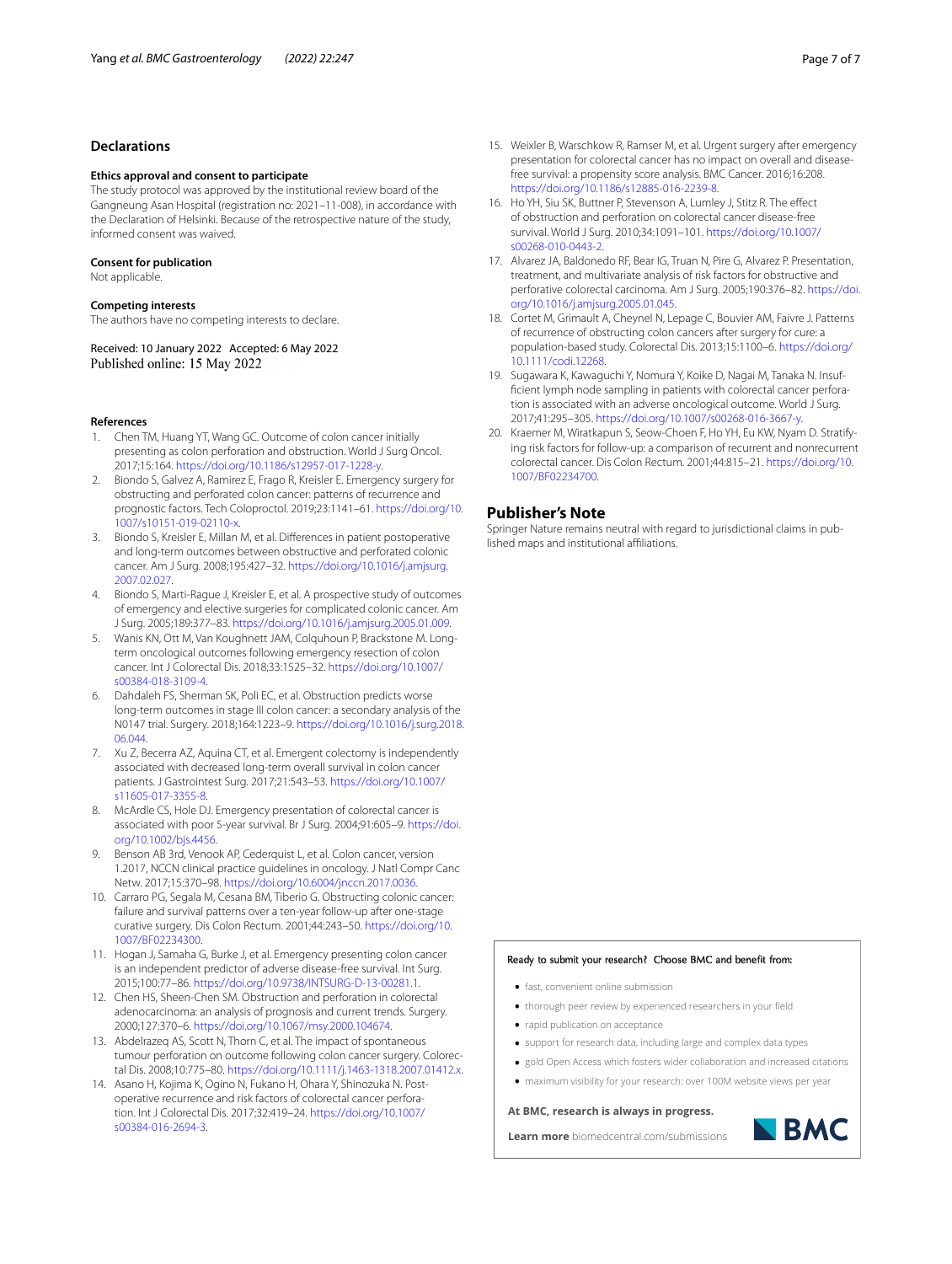## Declarations

### Ethics approval and consent to participate

The study protocol was approved by the institutional review board of the Gangneung Asan Hospital (registration no: 2021–11-008), in accordance with the Declaration of Helsinki. Because of the retrospective nature of the study, informed consent was waived.

### Consent for publication

Not applicable.

### Competing interests

The authors have no competing interests to declare.

Received: 10 January 2022 Accepted: 6 May 2022
Published online: 15 May 2022

### References

1. Chen TM, Huang YT, Wang GC. Outcome of colon cancer initially presenting as colon perforation and obstruction. World J Surg Oncol. 2017;15:164. https://doi.org/10.1186/s12957-017-1228-y.
2. Biondo S, Galvez A, Ramirez E, Frago R, Kreisler E. Emergency surgery for obstructing and perforated colon cancer: patterns of recurrence and prognostic factors. Tech Coloproctol. 2019;23:1141–61. https://doi.org/10.1007/s10151-019-02110-x.
3. Biondo S, Kreisler E, Millan M, et al. Differences in patient postoperative and long-term outcomes between obstructive and perforated colonic cancer. Am J Surg. 2008;195:427–32. https://doi.org/10.1016/j.amjsurg.2007.02.027.
4. Biondo S, Marti-Rague J, Kreisler E, et al. A prospective study of outcomes of emergency and elective surgeries for complicated colonic cancer. Am J Surg. 2005;189:377–83. https://doi.org/10.1016/j.amjsurg.2005.01.009.
5. Wanis KN, Ott M, Van Koughnett JAM, Colquhoun P, Brackstone M. Long-term oncological outcomes following emergency resection of colon cancer. Int J Colorectal Dis. 2018;33:1525–32. https://doi.org/10.1007/s00384-018-3109-4.
6. Dahdaleh FS, Sherman SK, Poli EC, et al. Obstruction predicts worse long-term outcomes in stage III colon cancer: a secondary analysis of the N0147 trial. Surgery. 2018;164:1223–9. https://doi.org/10.1016/j.surg.2018.06.044.
7. Xu Z, Becerra AZ, Aquina CT, et al. Emergent colectomy is independently associated with decreased long-term overall survival in colon cancer patients. J Gastrointest Surg. 2017;21:543–53. https://doi.org/10.1007/s11605-017-3355-8.
8. McArdle CS, Hole DJ. Emergency presentation of colorectal cancer is associated with poor 5-year survival. Br J Surg. 2004;91:605–9. https://doi.org/10.1002/bjs.4456.
9. Benson AB 3rd, Venook AP, Cederquist L, et al. Colon cancer, version 1.2017, NCCN clinical practice guidelines in oncology. J Natl Compr Canc Netw. 2017;15:370–98. https://doi.org/10.6004/jnccn.2017.0036.
10. Carraro PG, Segala M, Cesana BM, Tiberio G. Obstructing colonic cancer: failure and survival patterns over a ten-year follow-up after one-stage curative surgery. Dis Colon Rectum. 2001;44:243–50. https://doi.org/10.1007/BF02234300.
11. Hogan J, Samaha G, Burke J, et al. Emergency presenting colon cancer is an independent predictor of adverse disease-free survival. Int Surg. 2015;100:77–86. https://doi.org/10.9738/INTSURG-D-13-00281.1.
12. Chen HS, Sheen-Chen SM. Obstruction and perforation in colorectal adenocarcinoma: an analysis of prognosis and current trends. Surgery. 2000;127:370–6. https://doi.org/10.1067/msy.2000.104674.
13. Abdelrazeq AS, Scott N, Thorn C, et al. The impact of spontaneous tumour perforation on outcome following colon cancer surgery. Colorectal Dis. 2008;10:775–80. https://doi.org/10.1111/j.1463-1318.2007.01412.x.
14. Asano H, Kojima K, Ogino N, Fukano H, Ohara Y, Shinozuka N. Postoperative recurrence and risk factors of colorectal cancer perforation. Int J Colorectal Dis. 2017;32:419–24. https://doi.org/10.1007/s00384-016-2694-3.
15. Weixler B, Warschkow R, Ramser M, et al. Urgent surgery after emergency presentation for colorectal cancer has no impact on overall and disease-free survival: a propensity score analysis. BMC Cancer. 2016;16:208. https://doi.org/10.1186/s12885-016-2239-8.
16. Ho YH, Siu SK, Buttner P, Stevenson A, Lumley J, Stitz R. The effect of obstruction and perforation on colorectal cancer disease-free survival. World J Surg. 2010;34:1091–101. https://doi.org/10.1007/s00268-010-0443-2.
17. Alvarez JA, Baldonedo RF, Bear IG, Truan N, Pire G, Alvarez P. Presentation, treatment, and multivariate analysis of risk factors for obstructive and perforative colorectal carcinoma. Am J Surg. 2005;190:376–82. https://doi.org/10.1016/j.amjsurg.2005.01.045.
18. Cortet M, Grimault A, Cheynel N, Lepage C, Bouvier AM, Faivre J. Patterns of recurrence of obstructing colon cancers after surgery for cure: a population-based study. Colorectal Dis. 2013;15:1100–6. https://doi.org/10.1111/codi.12268.
19. Sugawara K, Kawaguchi Y, Nomura Y, Koike D, Nagai M, Tanaka N. Insufficient lymph node sampling in patients with colorectal cancer perforation is associated with an adverse oncological outcome. World J Surg. 2017;41:295–305. https://doi.org/10.1007/s00268-016-3667-y.
20. Kraemer M, Wiratkapun S, Seow-Choen F, Ho YH, Eu KW, Nyam D. Stratifying risk factors for follow-up: a comparison of recurrent and nonrecurrent colorectal cancer. Dis Colon Rectum. 2001;44:815–21. https://doi.org/10.1007/BF02234700.

## Publisher's Note

Springer Nature remains neutral with regard to jurisdictional claims in published maps and institutional affiliations.

Ready to submit your research? Choose BMC and benefit from:

- fast, convenient online submission
- thorough peer review by experienced researchers in your field
- rapid publication on acceptance
- support for research data, including large and complex data types
- gold Open Access which fosters wider collaboration and increased citations
- maximum visibility for your research: over 100M website views per year

**At BMC, research is always in progress.**

**Learn more** biomedcentral.com/submissions

BMC